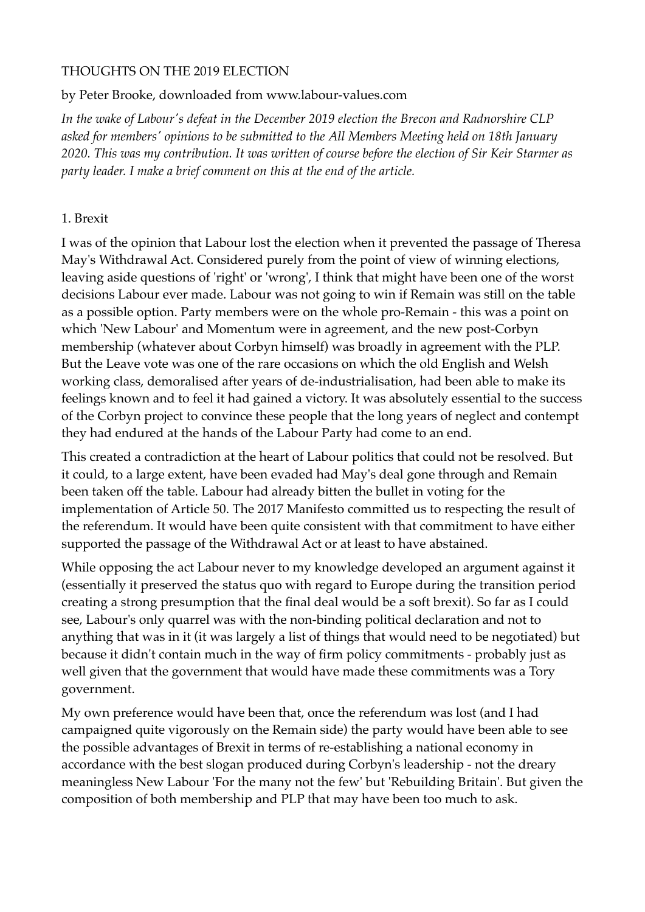# THOUGHTS ON THE 2019 ELECTION

by Peter Brooke, downloaded from www.labour-values.com

*In the wake of Labour's defeat in the December 2019 election the Brecon and Radnorshire CLP asked for members' opinions to be submitted to the All Members Meeting held on 18th January 2020. This was my contribution. It was written of course before the election of Sir Keir Starmer as party leader. I make a brief comment on this at the end of the article.*

## 1. Brexit

I was of the opinion that Labour lost the election when it prevented the passage of Theresa May's Withdrawal Act. Considered purely from the point of view of winning elections, leaving aside questions of 'right' or 'wrong', I think that might have been one of the worst decisions Labour ever made. Labour was not going to win if Remain was still on the table as a possible option. Party members were on the whole pro-Remain - this was a point on which 'New Labour' and Momentum were in agreement, and the new post-Corbyn membership (whatever about Corbyn himself) was broadly in agreement with the PLP. But the Leave vote was one of the rare occasions on which the old English and Welsh working class, demoralised after years of de-industrialisation, had been able to make its feelings known and to feel it had gained a victory. It was absolutely essential to the success of the Corbyn project to convince these people that the long years of neglect and contempt they had endured at the hands of the Labour Party had come to an end.

This created a contradiction at the heart of Labour politics that could not be resolved. But it could, to a large extent, have been evaded had May's deal gone through and Remain been taken off the table. Labour had already bitten the bullet in voting for the implementation of Article 50. The 2017 Manifesto committed us to respecting the result of the referendum. It would have been quite consistent with that commitment to have either supported the passage of the Withdrawal Act or at least to have abstained.

While opposing the act Labour never to my knowledge developed an argument against it (essentially it preserved the status quo with regard to Europe during the transition period creating a strong presumption that the final deal would be a soft brexit). So far as I could see, Labour's only quarrel was with the non-binding political declaration and not to anything that was in it (it was largely a list of things that would need to be negotiated) but because it didn't contain much in the way of firm policy commitments - probably just as well given that the government that would have made these commitments was a Tory government.

My own preference would have been that, once the referendum was lost (and I had campaigned quite vigorously on the Remain side) the party would have been able to see the possible advantages of Brexit in terms of re-establishing a national economy in accordance with the best slogan produced during Corbyn's leadership - not the dreary meaningless New Labour 'For the many not the few' but 'Rebuilding Britain'. But given the composition of both membership and PLP that may have been too much to ask.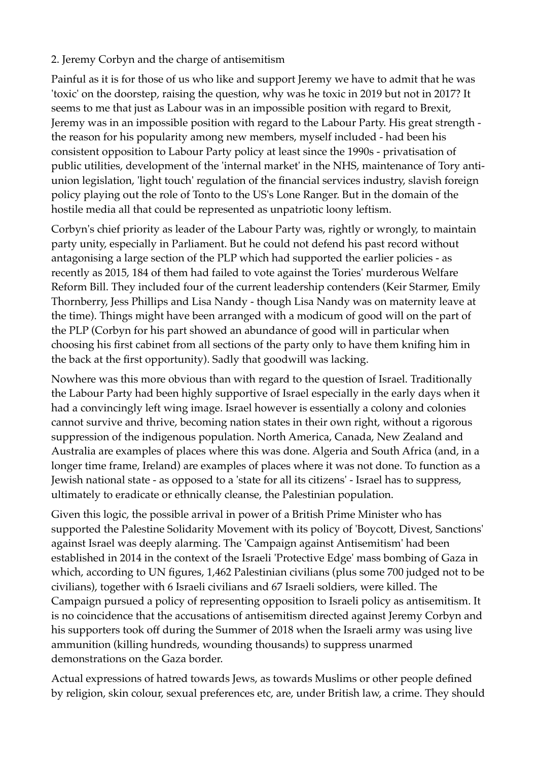## 2. Jeremy Corbyn and the charge of antisemitism

Painful as it is for those of us who like and support Jeremy we have to admit that he was 'toxic' on the doorstep, raising the question, why was he toxic in 2019 but not in 2017? It seems to me that just as Labour was in an impossible position with regard to Brexit, Jeremy was in an impossible position with regard to the Labour Party. His great strength - the reason for his popularity among new members, myself included - had been his consistent opposition to Labour Party policy at least since the 1990s - privatisation of public utilities, development of the 'internal market' in the NHS, maintenance of Tory anti-union legislation, 'light touch' regulation of the financial services industry, slavish foreign policy playing out the role of Tonto to the US's Lone Ranger. But in the domain of the hostile media all that could be represented as unpatriotic loony leftism.

Corbyn's chief priority as leader of the Labour Party was, rightly or wrongly, to maintain party unity, especially in Parliament. But he could not defend his past record without antagonising a large section of the PLP which had supported the earlier policies - as recently as 2015, 184 of them had failed to vote against the Tories' murderous Welfare Reform Bill. They included four of the current leadership contenders (Keir Starmer, Emily Thornberry, Jess Phillips and Lisa Nandy - though Lisa Nandy was on maternity leave at the time). Things might have been arranged with a modicum of good will on the part of the PLP (Corbyn for his part showed an abundance of good will in particular when choosing his first cabinet from all sections of the party only to have them knifing him in the back at the first opportunity). Sadly that goodwill was lacking.

Nowhere was this more obvious than with regard to the question of Israel. Traditionally the Labour Party had been highly supportive of Israel especially in the early days when it had a convincingly left wing image. Israel however is essentially a colony and colonies cannot survive and thrive, becoming nation states in their own right, without a rigorous suppression of the indigenous population. North America, Canada, New Zealand and Australia are examples of places where this was done. Algeria and South Africa (and, in a longer time frame, Ireland) are examples of places where it was not done. To function as a Jewish national state - as opposed to a 'state for all its citizens' - Israel has to suppress, ultimately to eradicate or ethnically cleanse, the Palestinian population.

Given this logic, the possible arrival in power of a British Prime Minister who has supported the Palestine Solidarity Movement with its policy of 'Boycott, Divest, Sanctions' against Israel was deeply alarming. The 'Campaign against Antisemitism' had been established in 2014 in the context of the Israeli 'Protective Edge' mass bombing of Gaza in which, according to UN figures, 1,462 Palestinian civilians (plus some 700 judged not to be civilians), together with 6 Israeli civilians and 67 Israeli soldiers, were killed. The Campaign pursued a policy of representing opposition to Israeli policy as antisemitism. It is no coincidence that the accusations of antisemitism directed against Jeremy Corbyn and his supporters took off during the Summer of 2018 when the Israeli army was using live ammunition (killing hundreds, wounding thousands) to suppress unarmed demonstrations on the Gaza border.

Actual expressions of hatred towards Jews, as towards Muslims or other people defined by religion, skin colour, sexual preferences etc, are, under British law, a crime. They should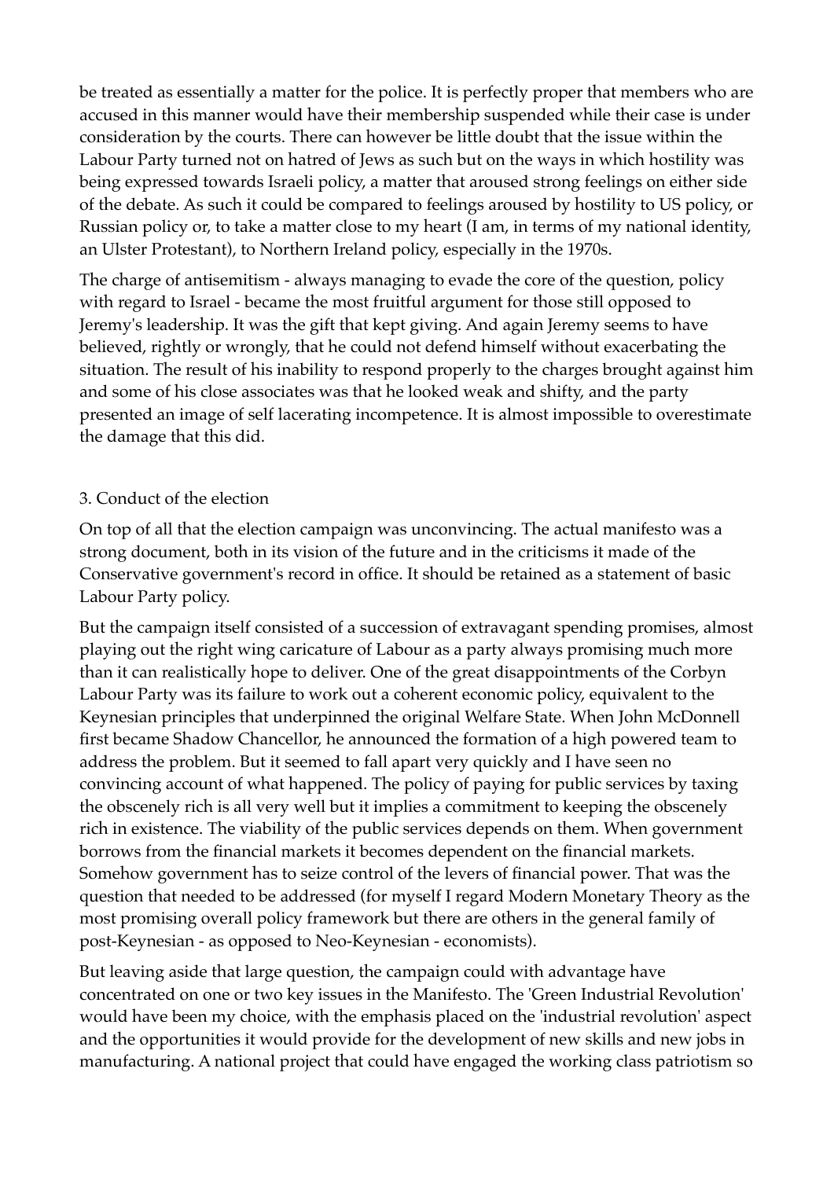be treated as essentially a matter for the police. It is perfectly proper that members who are accused in this manner would have their membership suspended while their case is under consideration by the courts. There can however be little doubt that the issue within the Labour Party turned not on hatred of Jews as such but on the ways in which hostility was being expressed towards Israeli policy, a matter that aroused strong feelings on either side of the debate. As such it could be compared to feelings aroused by hostility to US policy, or Russian policy or, to take a matter close to my heart (I am, in terms of my national identity, an Ulster Protestant), to Northern Ireland policy, especially in the 1970s.

The charge of antisemitism - always managing to evade the core of the question, policy with regard to Israel - became the most fruitful argument for those still opposed to Jeremy's leadership. It was the gift that kept giving. And again Jeremy seems to have believed, rightly or wrongly, that he could not defend himself without exacerbating the situation. The result of his inability to respond properly to the charges brought against him and some of his close associates was that he looked weak and shifty, and the party presented an image of self lacerating incompetence. It is almost impossible to overestimate the damage that this did.

### 3. Conduct of the election

On top of all that the election campaign was unconvincing. The actual manifesto was a strong document, both in its vision of the future and in the criticisms it made of the Conservative government's record in office. It should be retained as a statement of basic Labour Party policy.

But the campaign itself consisted of a succession of extravagant spending promises, almost playing out the right wing caricature of Labour as a party always promising much more than it can realistically hope to deliver. One of the great disappointments of the Corbyn Labour Party was its failure to work out a coherent economic policy, equivalent to the Keynesian principles that underpinned the original Welfare State. When John McDonnell first became Shadow Chancellor, he announced the formation of a high powered team to address the problem. But it seemed to fall apart very quickly and I have seen no convincing account of what happened. The policy of paying for public services by taxing the obscenely rich is all very well but it implies a commitment to keeping the obscenely rich in existence. The viability of the public services depends on them. When government borrows from the financial markets it becomes dependent on the financial markets. Somehow government has to seize control of the levers of financial power. That was the question that needed to be addressed (for myself I regard Modern Monetary Theory as the most promising overall policy framework but there are others in the general family of post-Keynesian - as opposed to Neo-Keynesian - economists).

But leaving aside that large question, the campaign could with advantage have concentrated on one or two key issues in the Manifesto. The 'Green Industrial Revolution' would have been my choice, with the emphasis placed on the 'industrial revolution' aspect and the opportunities it would provide for the development of new skills and new jobs in manufacturing. A national project that could have engaged the working class patriotism so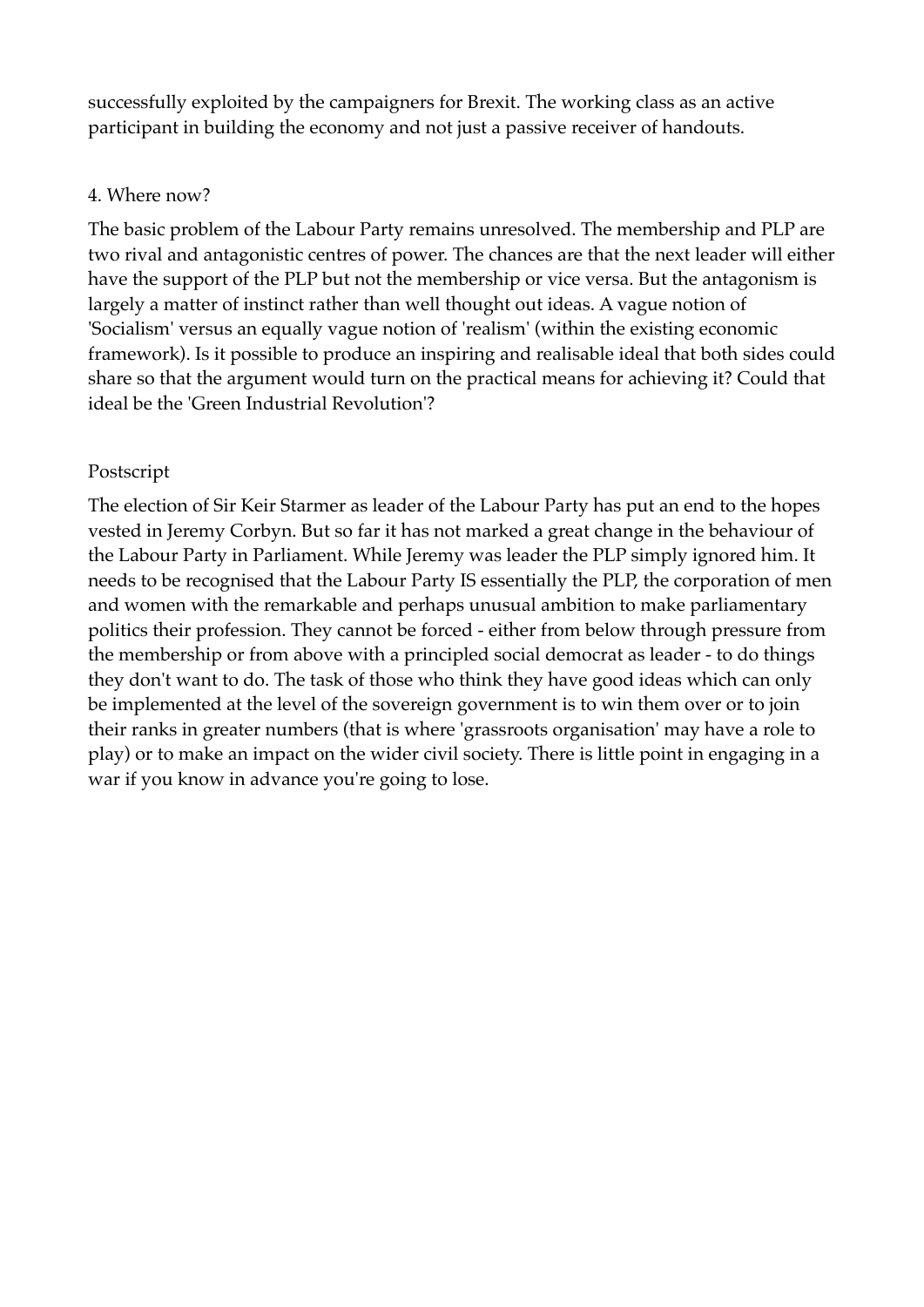successfully exploited by the campaigners for Brexit. The working class as an active participant in building the economy and not just a passive receiver of handouts.

## 4. Where now?

The basic problem of the Labour Party remains unresolved. The membership and PLP are two rival and antagonistic centres of power. The chances are that the next leader will either have the support of the PLP but not the membership or vice versa. But the antagonism is largely a matter of instinct rather than well thought out ideas. A vague notion of 'Socialism' versus an equally vague notion of 'realism' (within the existing economic framework). Is it possible to produce an inspiring and realisable ideal that both sides could share so that the argument would turn on the practical means for achieving it? Could that ideal be the 'Green Industrial Revolution'?

## Postscript

The election of Sir Keir Starmer as leader of the Labour Party has put an end to the hopes vested in Jeremy Corbyn. But so far it has not marked a great change in the behaviour of the Labour Party in Parliament. While Jeremy was leader the PLP simply ignored him. It needs to be recognised that the Labour Party IS essentially the PLP, the corporation of men and women with the remarkable and perhaps unusual ambition to make parliamentary politics their profession. They cannot be forced - either from below through pressure from the membership or from above with a principled social democrat as leader - to do things they don't want to do. The task of those who think they have good ideas which can only be implemented at the level of the sovereign government is to win them over or to join their ranks in greater numbers (that is where 'grassroots organisation' may have a role to play) or to make an impact on the wider civil society. There is little point in engaging in a war if you know in advance you're going to lose.